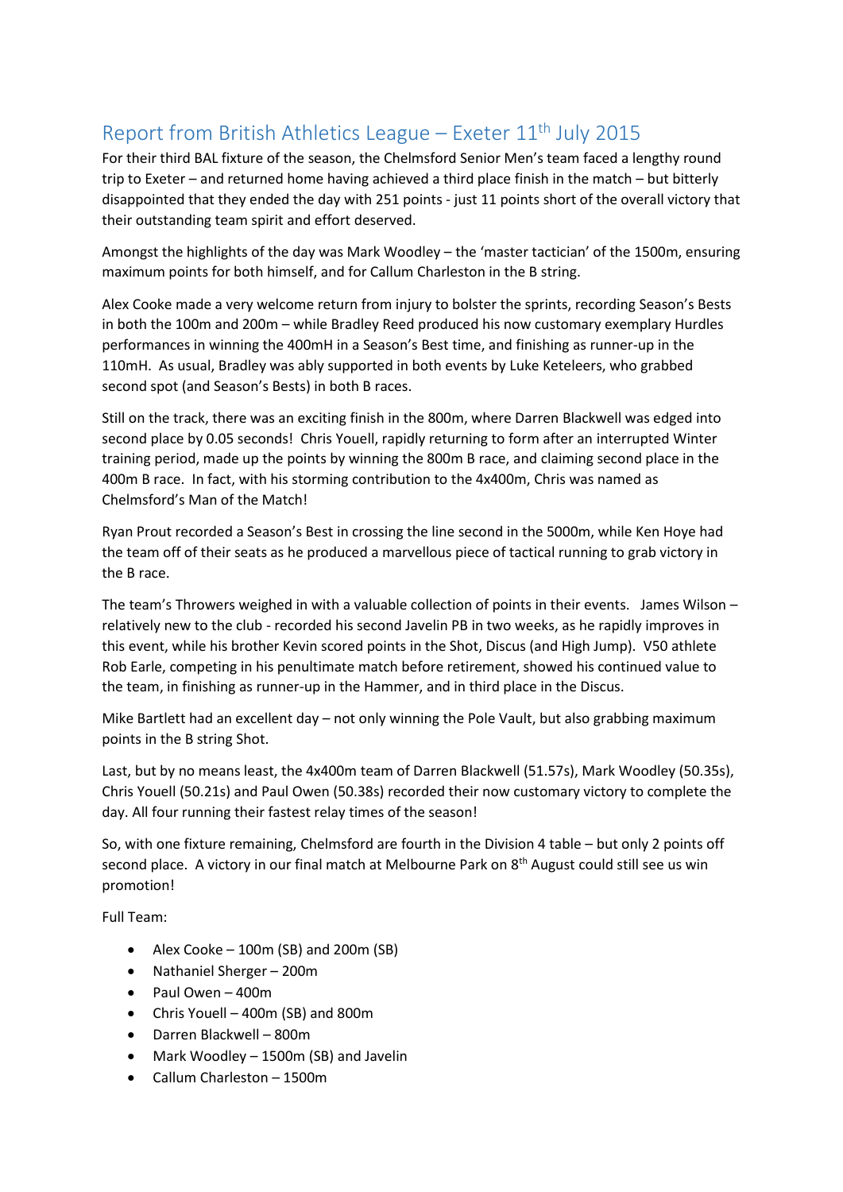# Report from British Athletics League – Exeter 11th July 2015

For their third BAL fixture of the season, the Chelmsford Senior Men's team faced a lengthy round trip to Exeter – and returned home having achieved a third place finish in the match – but bitterly disappointed that they ended the day with 251 points - just 11 points short of the overall victory that their outstanding team spirit and effort deserved.

Amongst the highlights of the day was Mark Woodley – the 'master tactician' of the 1500m, ensuring maximum points for both himself, and for Callum Charleston in the B string.

Alex Cooke made a very welcome return from injury to bolster the sprints, recording Season's Bests in both the 100m and 200m – while Bradley Reed produced his now customary exemplary Hurdles performances in winning the 400mH in a Season's Best time, and finishing as runner-up in the 110mH. As usual, Bradley was ably supported in both events by Luke Keteleers, who grabbed second spot (and Season's Bests) in both B races.

Still on the track, there was an exciting finish in the 800m, where Darren Blackwell was edged into second place by 0.05 seconds! Chris Youell, rapidly returning to form after an interrupted Winter training period, made up the points by winning the 800m B race, and claiming second place in the 400m B race. In fact, with his storming contribution to the 4x400m, Chris was named as Chelmsford's Man of the Match!

Ryan Prout recorded a Season's Best in crossing the line second in the 5000m, while Ken Hoye had the team off of their seats as he produced a marvellous piece of tactical running to grab victory in the B race.

The team's Throwers weighed in with a valuable collection of points in their events. James Wilson – relatively new to the club - recorded his second Javelin PB in two weeks, as he rapidly improves in this event, while his brother Kevin scored points in the Shot, Discus (and High Jump). V50 athlete Rob Earle, competing in his penultimate match before retirement, showed his continued value to the team, in finishing as runner-up in the Hammer, and in third place in the Discus.

Mike Bartlett had an excellent day – not only winning the Pole Vault, but also grabbing maximum points in the B string Shot.

Last, but by no means least, the 4x400m team of Darren Blackwell (51.57s), Mark Woodley (50.35s), Chris Youell (50.21s) and Paul Owen (50.38s) recorded their now customary victory to complete the day. All four running their fastest relay times of the season!

So, with one fixture remaining, Chelmsford are fourth in the Division 4 table – but only 2 points off second place. A victory in our final match at Melbourne Park on 8th August could still see us win promotion!

Full Team:

- Alex Cooke – 100m (SB) and 200m (SB)
- Nathaniel Sherger – 200m
- Paul Owen – 400m
- Chris Youell – 400m (SB) and 800m
- Darren Blackwell – 800m
- Mark Woodley – 1500m (SB) and Javelin
- Callum Charleston – 1500m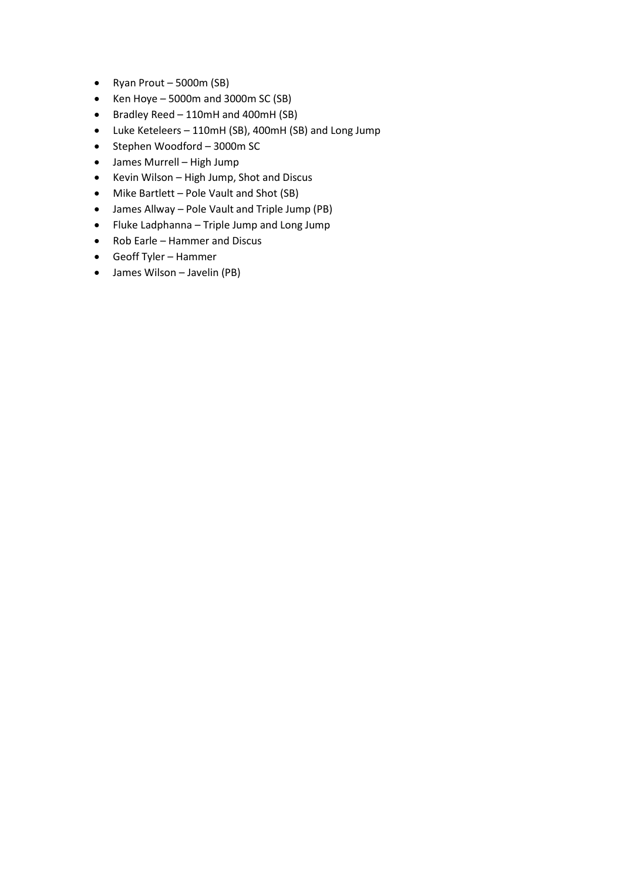- Ryan Prout – 5000m (SB)
- Ken Hoye – 5000m and 3000m SC (SB)
- Bradley Reed – 110mH and 400mH (SB)
- Luke Keteleers – 110mH (SB), 400mH (SB) and Long Jump
- Stephen Woodford – 3000m SC
- James Murrell – High Jump
- Kevin Wilson – High Jump, Shot and Discus
- Mike Bartlett – Pole Vault and Shot (SB)
- James Allway – Pole Vault and Triple Jump (PB)
- Fluke Ladphanna – Triple Jump and Long Jump
- Rob Earle – Hammer and Discus
- Geoff Tyler – Hammer
- James Wilson – Javelin (PB)